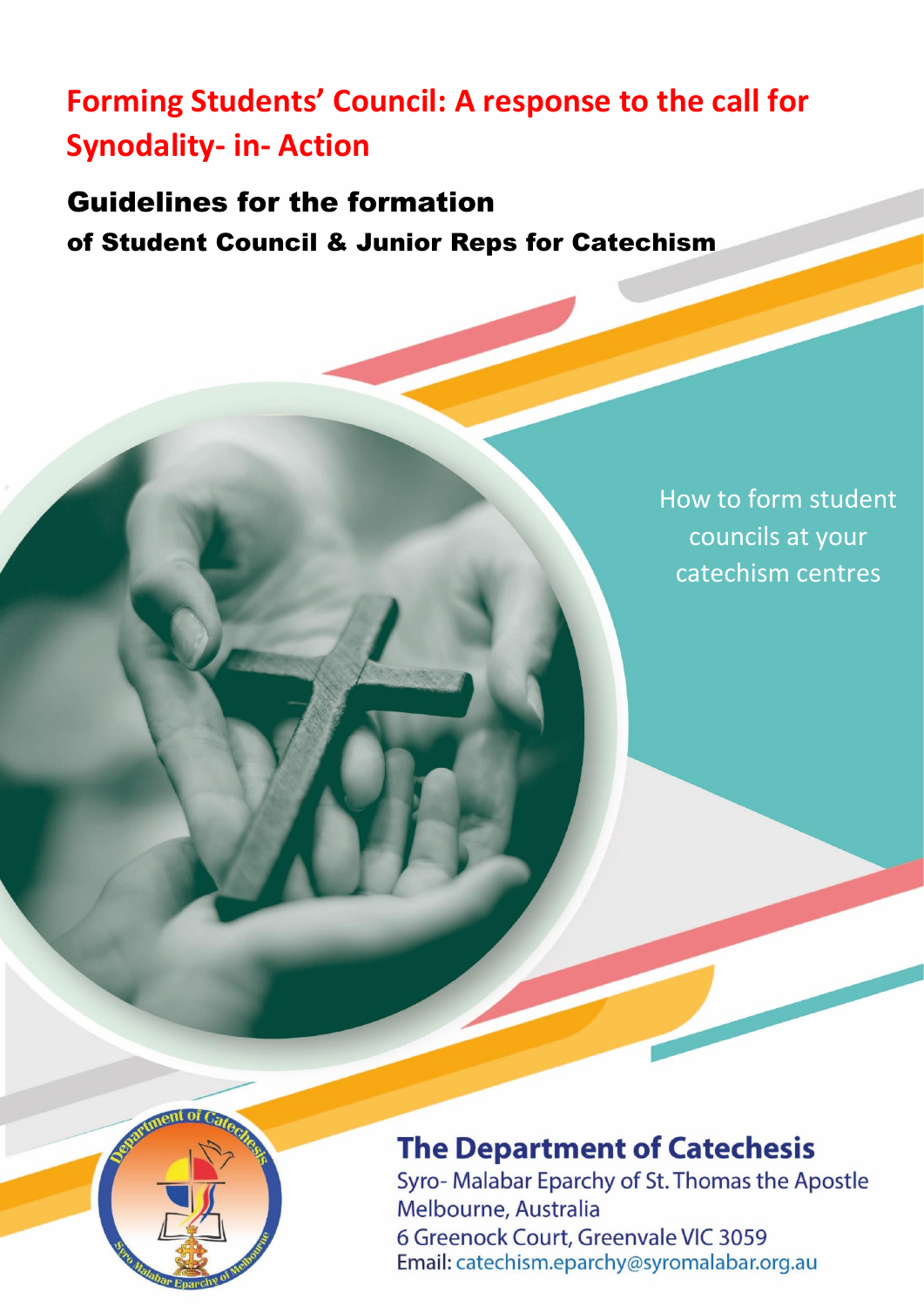# Forming Students' Council: A response to the call for Synodality- in- Action

## Guidelines for the formation

### of Student Council & Junior Reps for Catechism

How to form student councils at your catechism centres

**The Department of Catechesis**

Syro- Malabar Eparchy of St. Thomas the Apostle
Melbourne, Australia
6 Greenock Court, Greenvale VIC 3059
Email: catechism.eparchy@syromalabar.org.au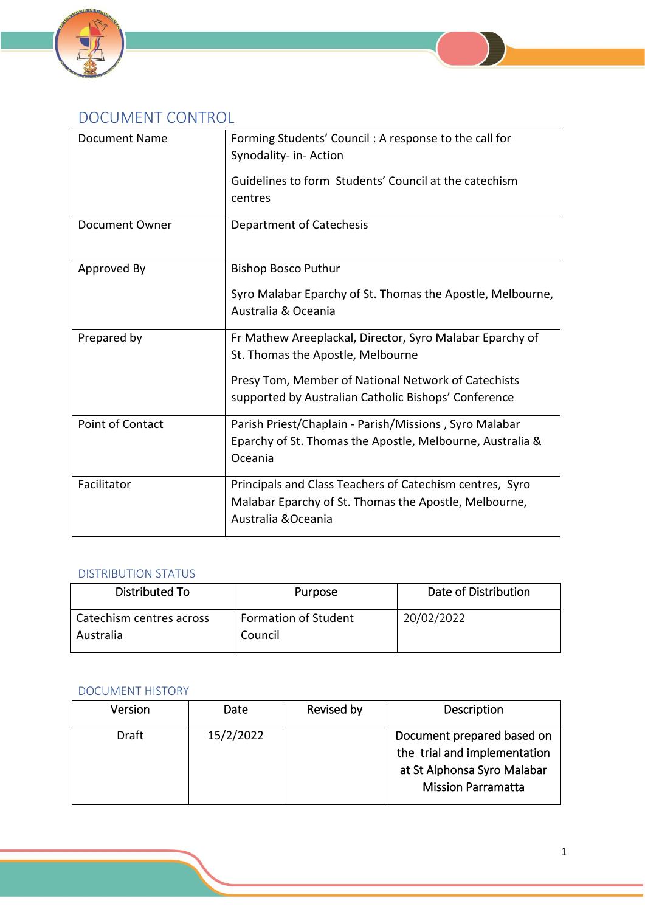## DOCUMENT CONTROL

| | |
|---|---|
| Document Name | Forming Students' Council : A response to the call for Synodality- in- Action<br><br>Guidelines to form Students' Council at the catechism centres |
| Document Owner | Department of Catechesis |
| Approved By | Bishop Bosco Puthur<br><br>Syro Malabar Eparchy of St. Thomas the Apostle, Melbourne, Australia & Oceania |
| Prepared by | Fr Mathew Areeplackal, Director, Syro Malabar Eparchy of St. Thomas the Apostle, Melbourne<br><br>Presy Tom, Member of National Network of Catechists supported by Australian Catholic Bishops' Conference |
| Point of Contact | Parish Priest/Chaplain - Parish/Missions , Syro Malabar Eparchy of St. Thomas the Apostle, Melbourne, Australia & Oceania |
| Facilitator | Principals and Class Teachers of Catechism centres, Syro Malabar Eparchy of St. Thomas the Apostle, Melbourne, Australia &Oceania |

### DISTRIBUTION STATUS

| Distributed To | Purpose | Date of Distribution |
|---|---|---|
| Catechism centres across Australia | Formation of Student Council | 20/02/2022 |

### DOCUMENT HISTORY

| Version | Date | Revised by | Description |
|---|---|---|---|
| Draft | 15/2/2022 | | Document prepared based on the trial and implementation at St Alphonsa Syro Malabar Mission Parramatta |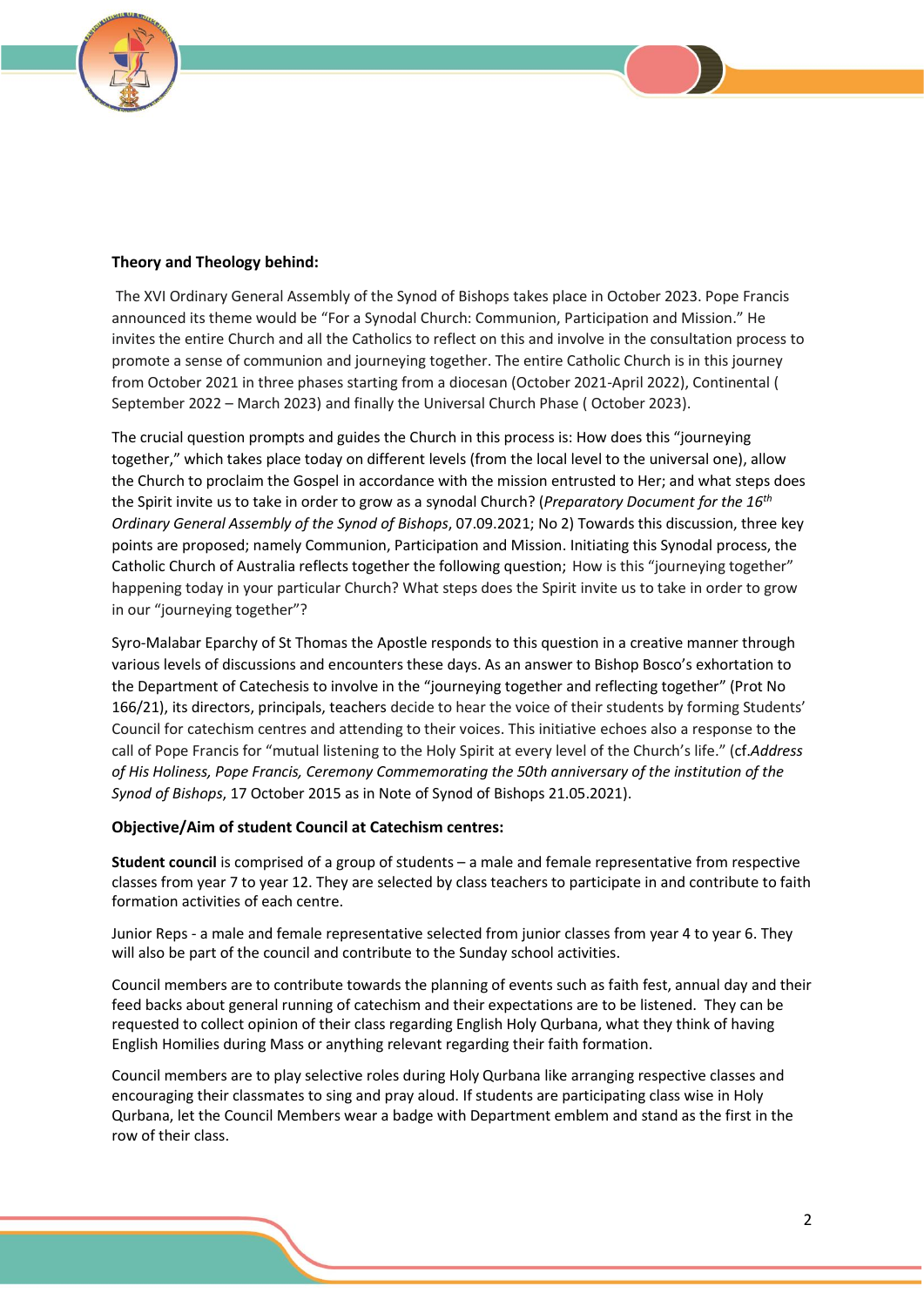**Theory and Theology behind:**

The XVI Ordinary General Assembly of the Synod of Bishops takes place in October 2023. Pope Francis announced its theme would be "For a Synodal Church: Communion, Participation and Mission." He invites the entire Church and all the Catholics to reflect on this and involve in the consultation process to promote a sense of communion and journeying together. The entire Catholic Church is in this journey from October 2021 in three phases starting from a diocesan (October 2021-April 2022), Continental ( September 2022 – March 2023) and finally the Universal Church Phase ( October 2023).

The crucial question prompts and guides the Church in this process is: How does this "journeying together," which takes place today on different levels (from the local level to the universal one), allow the Church to proclaim the Gospel in accordance with the mission entrusted to Her; and what steps does the Spirit invite us to take in order to grow as a synodal Church? (*Preparatory Document for the 16th Ordinary General Assembly of the Synod of Bishops*, 07.09.2021; No 2) Towards this discussion, three key points are proposed; namely Communion, Participation and Mission. Initiating this Synodal process, the Catholic Church of Australia reflects together the following question; How is this "journeying together" happening today in your particular Church? What steps does the Spirit invite us to take in order to grow in our "journeying together"?

Syro-Malabar Eparchy of St Thomas the Apostle responds to this question in a creative manner through various levels of discussions and encounters these days. As an answer to Bishop Bosco's exhortation to the Department of Catechesis to involve in the "journeying together and reflecting together" (Prot No 166/21), its directors, principals, teachers decide to hear the voice of their students by forming Students' Council for catechism centres and attending to their voices. This initiative echoes also a response to the call of Pope Francis for "mutual listening to the Holy Spirit at every level of the Church's life." (cf.*Address of His Holiness, Pope Francis, Ceremony Commemorating the 50th anniversary of the institution of the Synod of Bishops*, 17 October 2015 as in Note of Synod of Bishops 21.05.2021).

**Objective/Aim of student Council at Catechism centres:**

**Student council** is comprised of a group of students – a male and female representative from respective classes from year 7 to year 12. They are selected by class teachers to participate in and contribute to faith formation activities of each centre.

Junior Reps - a male and female representative selected from junior classes from year 4 to year 6. They will also be part of the council and contribute to the Sunday school activities.

Council members are to contribute towards the planning of events such as faith fest, annual day and their feed backs about general running of catechism and their expectations are to be listened. They can be requested to collect opinion of their class regarding English Holy Qurbana, what they think of having English Homilies during Mass or anything relevant regarding their faith formation.

Council members are to play selective roles during Holy Qurbana like arranging respective classes and encouraging their classmates to sing and pray aloud. If students are participating class wise in Holy Qurbana, let the Council Members wear a badge with Department emblem and stand as the first in the row of their class.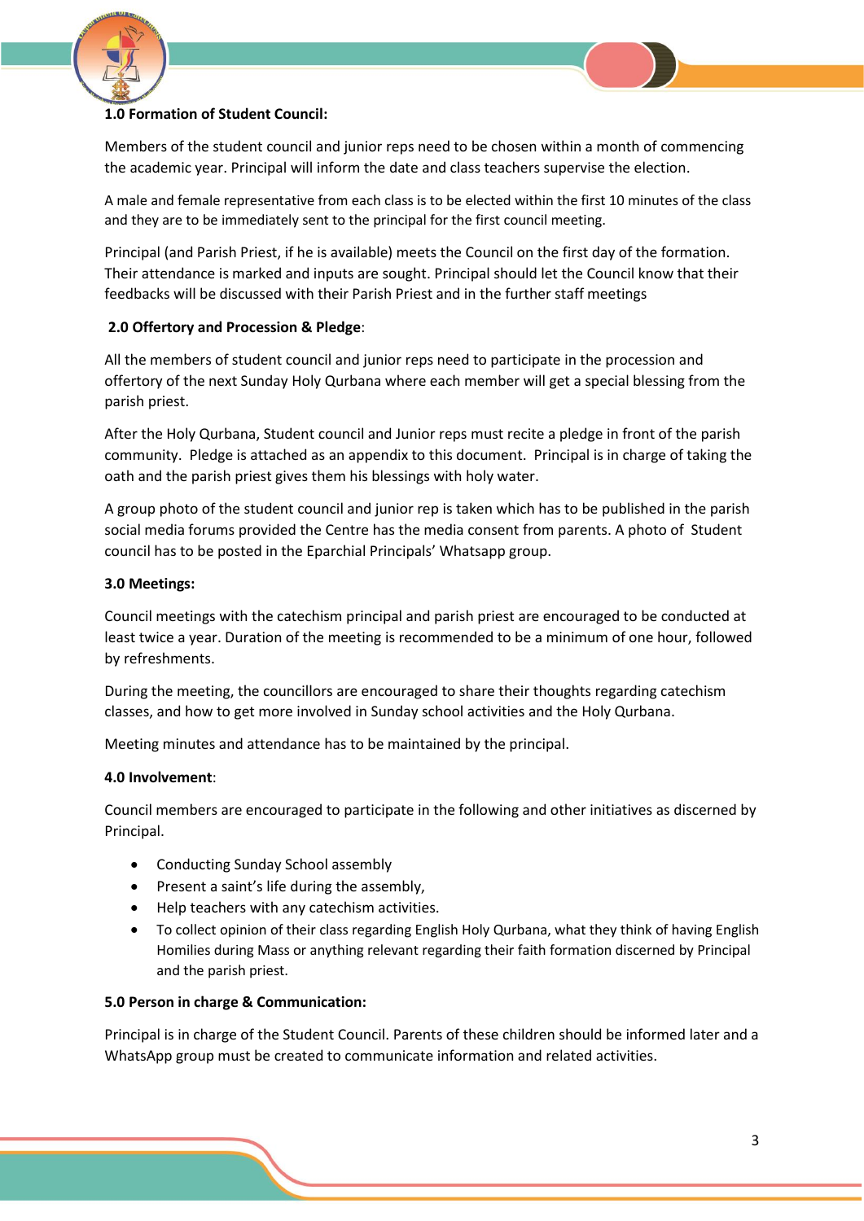**1.0 Formation of Student Council:**

Members of the student council and junior reps need to be chosen within a month of commencing the academic year. Principal will inform the date and class teachers supervise the election.

A male and female representative from each class is to be elected within the first 10 minutes of the class and they are to be immediately sent to the principal for the first council meeting.

Principal (and Parish Priest, if he is available) meets the Council on the first day of the formation. Their attendance is marked and inputs are sought. Principal should let the Council know that their feedbacks will be discussed with their Parish Priest and in the further staff meetings

**2.0 Offertory and Procession & Pledge**:

All the members of student council and junior reps need to participate in the procession and offertory of the next Sunday Holy Qurbana where each member will get a special blessing from the parish priest.

After the Holy Qurbana, Student council and Junior reps must recite a pledge in front of the parish community. Pledge is attached as an appendix to this document. Principal is in charge of taking the oath and the parish priest gives them his blessings with holy water.

A group photo of the student council and junior rep is taken which has to be published in the parish social media forums provided the Centre has the media consent from parents. A photo of Student council has to be posted in the Eparchial Principals' Whatsapp group.

**3.0 Meetings:**

Council meetings with the catechism principal and parish priest are encouraged to be conducted at least twice a year. Duration of the meeting is recommended to be a minimum of one hour, followed by refreshments.

During the meeting, the councillors are encouraged to share their thoughts regarding catechism classes, and how to get more involved in Sunday school activities and the Holy Qurbana.

Meeting minutes and attendance has to be maintained by the principal.

**4.0 Involvement**:

Council members are encouraged to participate in the following and other initiatives as discerned by Principal.

- Conducting Sunday School assembly
- Present a saint's life during the assembly,
- Help teachers with any catechism activities.
- To collect opinion of their class regarding English Holy Qurbana, what they think of having English Homilies during Mass or anything relevant regarding their faith formation discerned by Principal and the parish priest.

**5.0 Person in charge & Communication:**

Principal is in charge of the Student Council. Parents of these children should be informed later and a WhatsApp group must be created to communicate information and related activities.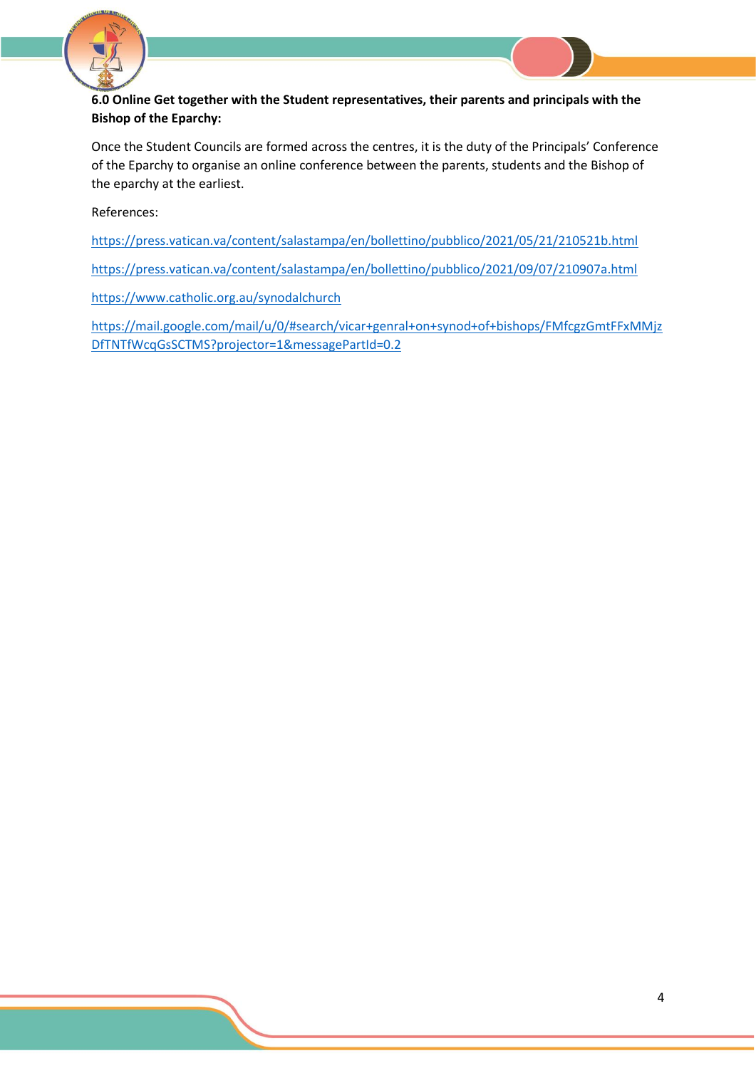**6.0 Online Get together with the Student representatives, their parents and principals with the Bishop of the Eparchy:**

Once the Student Councils are formed across the centres, it is the duty of the Principals' Conference of the Eparchy to organise an online conference between the parents, students and the Bishop of the eparchy at the earliest.

References:

https://press.vatican.va/content/salastampa/en/bollettino/pubblico/2021/05/21/210521b.html

https://press.vatican.va/content/salastampa/en/bollettino/pubblico/2021/09/07/210907a.html

https://www.catholic.org.au/synodalchurch

https://mail.google.com/mail/u/0/#search/vicar+genral+on+synod+of+bishops/FMfcgzGmtFFxMMjzDfTNTfWcqGsSCTMS?projector=1&messagePartId=0.2